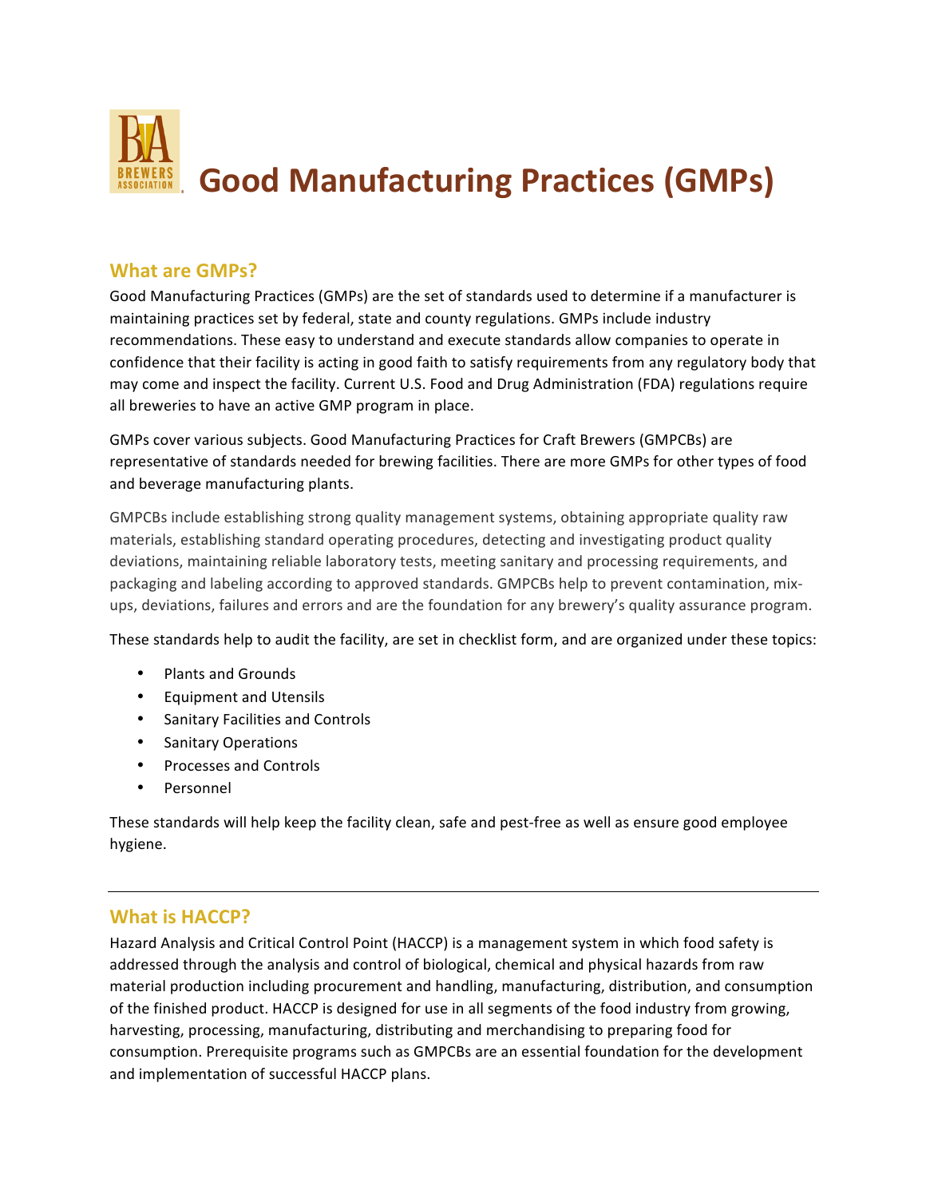# Good Manufacturing Practices (GMPs)

## What are GMPs?

Good Manufacturing Practices (GMPs) are the set of standards used to determine if a manufacturer is maintaining practices set by federal, state and county regulations. GMPs include industry recommendations. These easy to understand and execute standards allow companies to operate in confidence that their facility is acting in good faith to satisfy requirements from any regulatory body that may come and inspect the facility. Current U.S. Food and Drug Administration (FDA) regulations require all breweries to have an active GMP program in place.

GMPs cover various subjects. Good Manufacturing Practices for Craft Brewers (GMPCBs) are representative of standards needed for brewing facilities. There are more GMPs for other types of food and beverage manufacturing plants.

GMPCBs include establishing strong quality management systems, obtaining appropriate quality raw materials, establishing standard operating procedures, detecting and investigating product quality deviations, maintaining reliable laboratory tests, meeting sanitary and processing requirements, and packaging and labeling according to approved standards. GMPCBs help to prevent contamination, mix-ups, deviations, failures and errors and are the foundation for any brewery's quality assurance program.

These standards help to audit the facility, are set in checklist form, and are organized under these topics:

- Plants and Grounds
- Equipment and Utensils
- Sanitary Facilities and Controls
- Sanitary Operations
- Processes and Controls
- Personnel

These standards will help keep the facility clean, safe and pest-free as well as ensure good employee hygiene.

---

## What is HACCP?

Hazard Analysis and Critical Control Point (HACCP) is a management system in which food safety is addressed through the analysis and control of biological, chemical and physical hazards from raw material production including procurement and handling, manufacturing, distribution, and consumption of the finished product. HACCP is designed for use in all segments of the food industry from growing, harvesting, processing, manufacturing, distributing and merchandising to preparing food for consumption. Prerequisite programs such as GMPCBs are an essential foundation for the development and implementation of successful HACCP plans.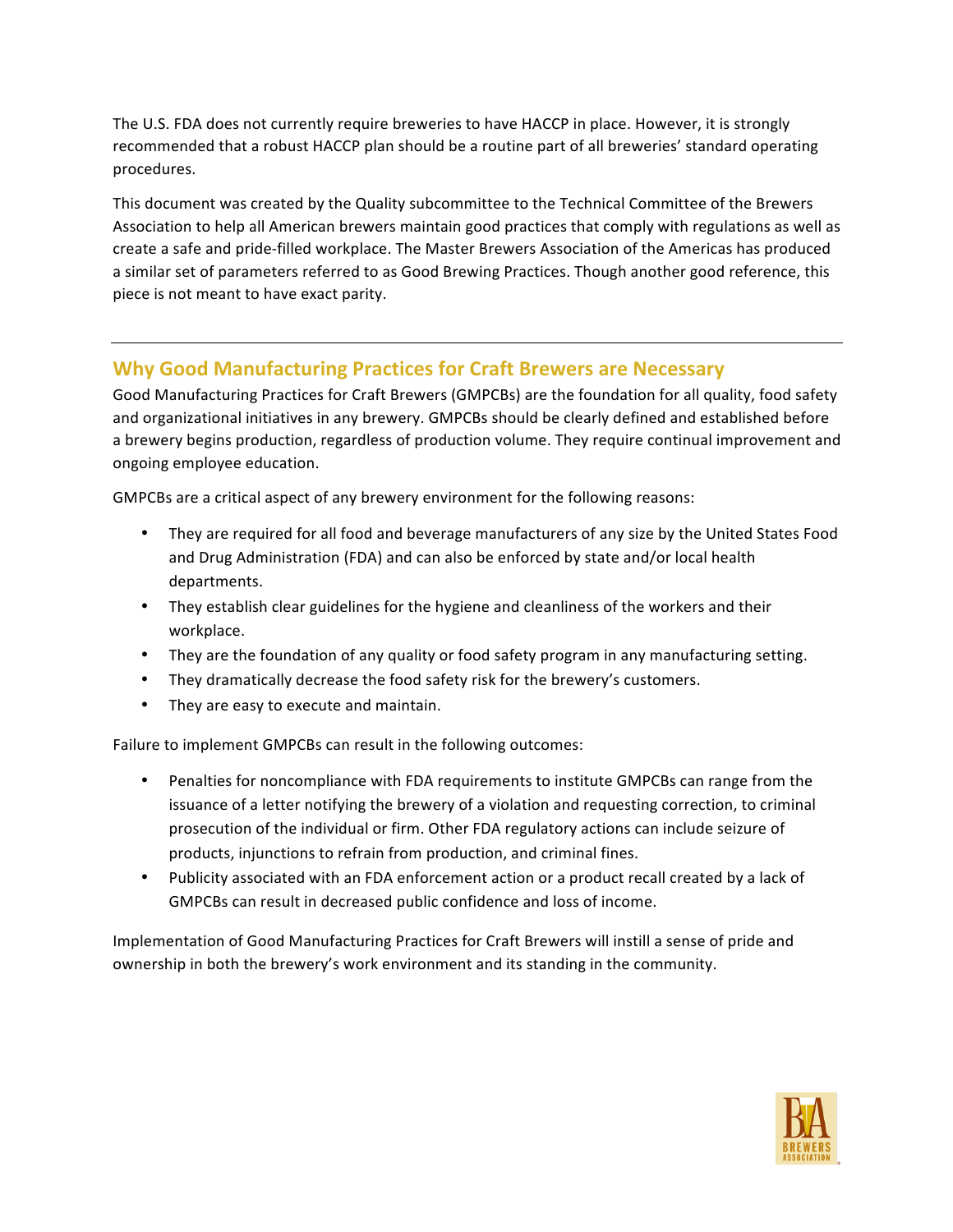The U.S. FDA does not currently require breweries to have HACCP in place. However, it is strongly recommended that a robust HACCP plan should be a routine part of all breweries' standard operating procedures.

This document was created by the Quality subcommittee to the Technical Committee of the Brewers Association to help all American brewers maintain good practices that comply with regulations as well as create a safe and pride-filled workplace. The Master Brewers Association of the Americas has produced a similar set of parameters referred to as Good Brewing Practices. Though another good reference, this piece is not meant to have exact parity.

---

## Why Good Manufacturing Practices for Craft Brewers are Necessary

Good Manufacturing Practices for Craft Brewers (GMPCBs) are the foundation for all quality, food safety and organizational initiatives in any brewery. GMPCBs should be clearly defined and established before a brewery begins production, regardless of production volume. They require continual improvement and ongoing employee education.

GMPCBs are a critical aspect of any brewery environment for the following reasons:

- They are required for all food and beverage manufacturers of any size by the United States Food and Drug Administration (FDA) and can also be enforced by state and/or local health departments.
- They establish clear guidelines for the hygiene and cleanliness of the workers and their workplace.
- They are the foundation of any quality or food safety program in any manufacturing setting.
- They dramatically decrease the food safety risk for the brewery's customers.
- They are easy to execute and maintain.

Failure to implement GMPCBs can result in the following outcomes:

- Penalties for noncompliance with FDA requirements to institute GMPCBs can range from the issuance of a letter notifying the brewery of a violation and requesting correction, to criminal prosecution of the individual or firm. Other FDA regulatory actions can include seizure of products, injunctions to refrain from production, and criminal fines.
- Publicity associated with an FDA enforcement action or a product recall created by a lack of GMPCBs can result in decreased public confidence and loss of income.

Implementation of Good Manufacturing Practices for Craft Brewers will instill a sense of pride and ownership in both the brewery's work environment and its standing in the community.